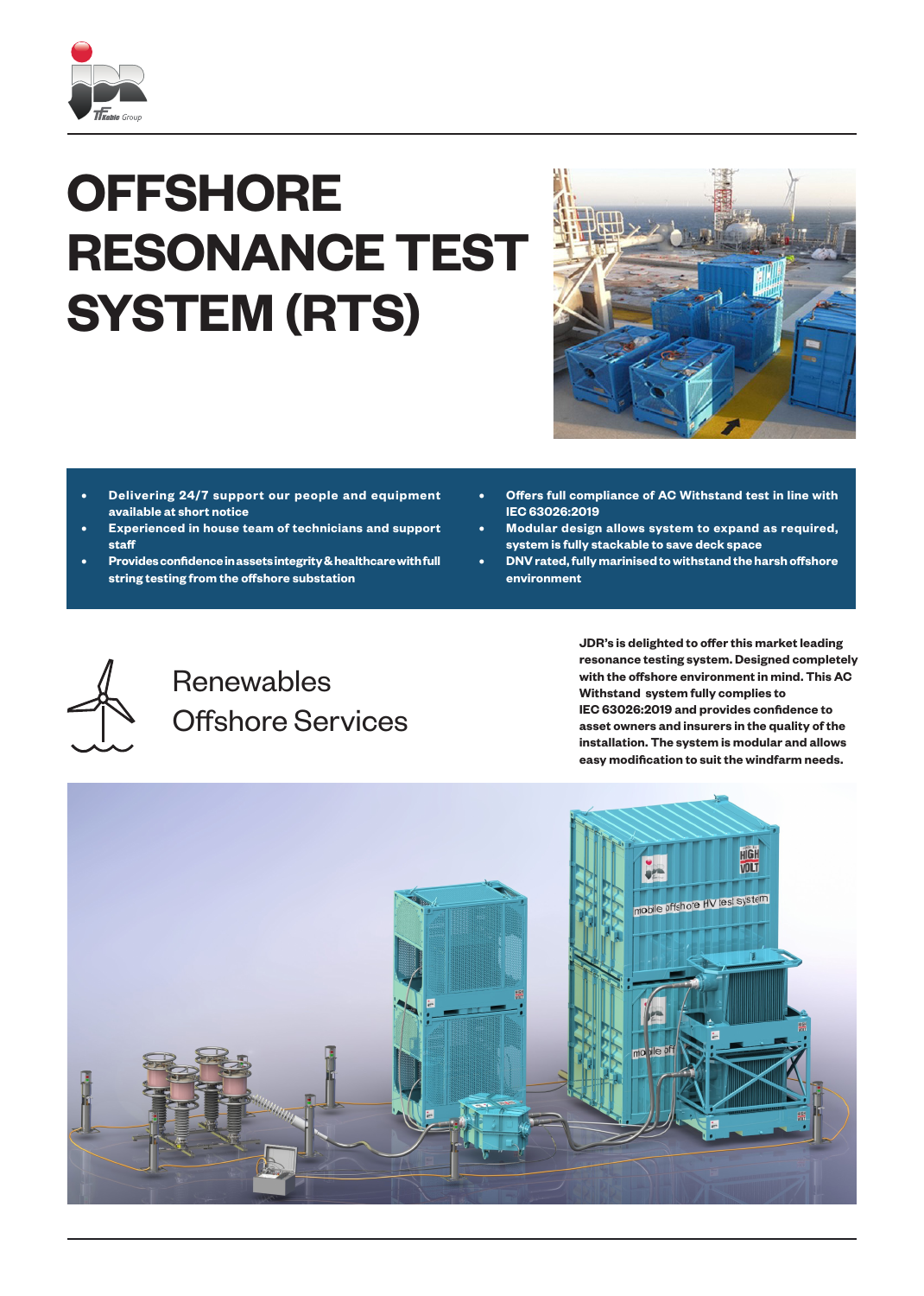# OFFSHORE RESONANCE TEST SYSTEM (RTS)

- Delivering 24/7 support our people and equipment available at short notice
- Experienced in house team of technicians and support staff
- Provides confidence in assets integrity & healthcare with full string testing from the offshore substation
- Offers full compliance of AC Withstand test in line with IEC 63026:2019
- Modular design allows system to expand as required, system is fully stackable to save deck space
- DNV rated, fully marinised to withstand the harsh offshore environment

## Renewables Offshore Services

**JDR's is delighted to offer this market leading resonance testing system. Designed completely with the offshore environment in mind. This AC Withstand system fully complies to IEC 63026:2019 and provides confidence to asset owners and insurers in the quality of the installation. The system is modular and allows easy modification to suit the windfarm needs.**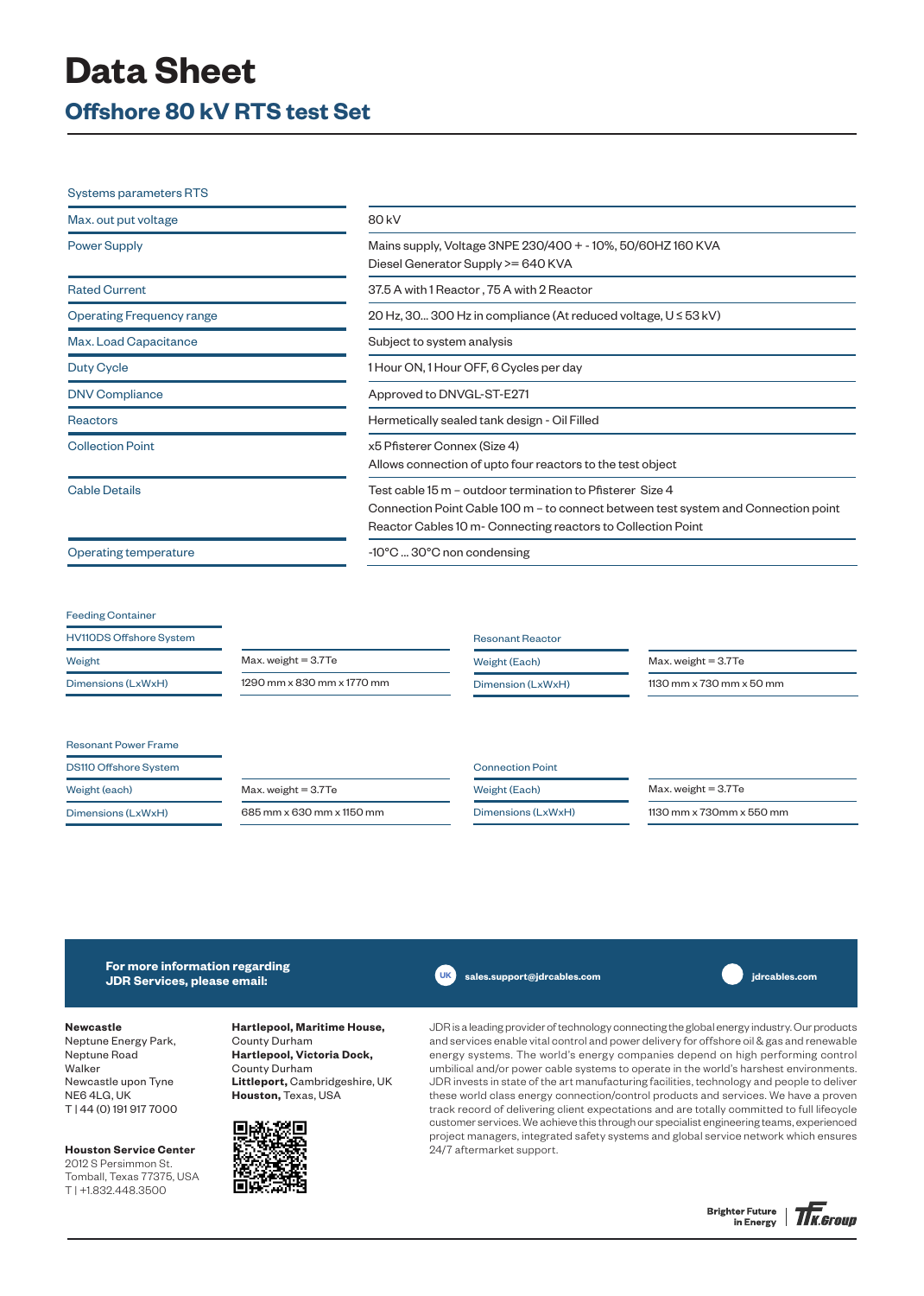# Data Sheet

## Offshore 80 kV RTS test Set

| Systems parameters RTS | |
|---|---|
| Max. out put voltage | 80 kV |
| Power Supply | Mains supply, Voltage 3NPE 230/400 + - 10%, 50/60HZ 160 KVA<br>Diesel Generator Supply >= 640 KVA |
| Rated Current | 37.5 A with 1 Reactor , 75 A with 2 Reactor |
| Operating Frequency range | 20 Hz, 30... 300 Hz in compliance (At reduced voltage, U ≤ 53 kV) |
| Max. Load Capacitance | Subject to system analysis |
| Duty Cycle | 1 Hour ON, 1 Hour OFF, 6 Cycles per day |
| DNV Compliance | Approved to DNVGL-ST-E271 |
| Reactors | Hermetically sealed tank design - Oil Filled |
| Collection Point | x5 Pfisterer Connex (Size 4)<br>Allows connection of upto four reactors to the test object |
| Cable Details | Test cable 15 m – outdoor termination to Pfisterer Size 4<br>Connection Point Cable 100 m – to connect between test system and Connection point<br>Reactor Cables 10 m- Connecting reactors to Collection Point |
| Operating temperature | -10°C ... 30°C non condensing |

| Feeding Container | |
|---|---|
| HV110DS Offshore System | |
| Weight | Max. weight = 3.7Te |
| Dimensions (LxWxH) | 1290 mm x 830 mm x 1770 mm |

| Resonant Reactor | |
|---|---|
| Weight (Each) | Max. weight = 3.7Te |
| Dimension (LxWxH) | 1130 mm x 730 mm x 50 mm |

| Resonant Power Frame | |
|---|---|
| DS110 Offshore System | |
| Weight (each) | Max. weight = 3.7Te |
| Dimensions (LxWxH) | 685 mm x 630 mm x 1150 mm |

| Connection Point | |
|---|---|
| Weight (Each) | Max. weight = 3.7Te |
| Dimensions (LxWxH) | 1130 mm x 730mm x 550 mm |

**For more information regarding JDR Services, please email:**

UK **sales.support@jdrcables.com**

**jdrcables.com**

**Newcastle**
Neptune Energy Park,
Neptune Road
Walker
Newcastle upon Tyne
NE6 4LG, UK
T | 44 (0) 191 917 7000

**Houston Service Center**
2012 S Persimmon St.
Tomball, Texas 77375, USA
T | +1.832.448.3500

**Hartlepool, Maritime House,** County Durham
**Hartlepool, Victoria Dock,** County Durham
**Littleport,** Cambridgeshire, UK
**Houston,** Texas, USA

JDR is a leading provider of technology connecting the global energy industry. Our products and services enable vital control and power delivery for offshore oil & gas and renewable energy systems. The world's energy companies depend on high performing control umbilical and/or power cable systems to operate in the world's harshest environments. JDR invests in state of the art manufacturing facilities, technology and people to deliver these world class energy connection/control products and services. We have a proven track record of delivering client expectations and are totally committed to full lifecycle customer services. We achieve this through our specialist engineering teams, experienced project managers, integrated safety systems and global service network which ensures 24/7 aftermarket support.

Brighter Future in Energy | TKGroup